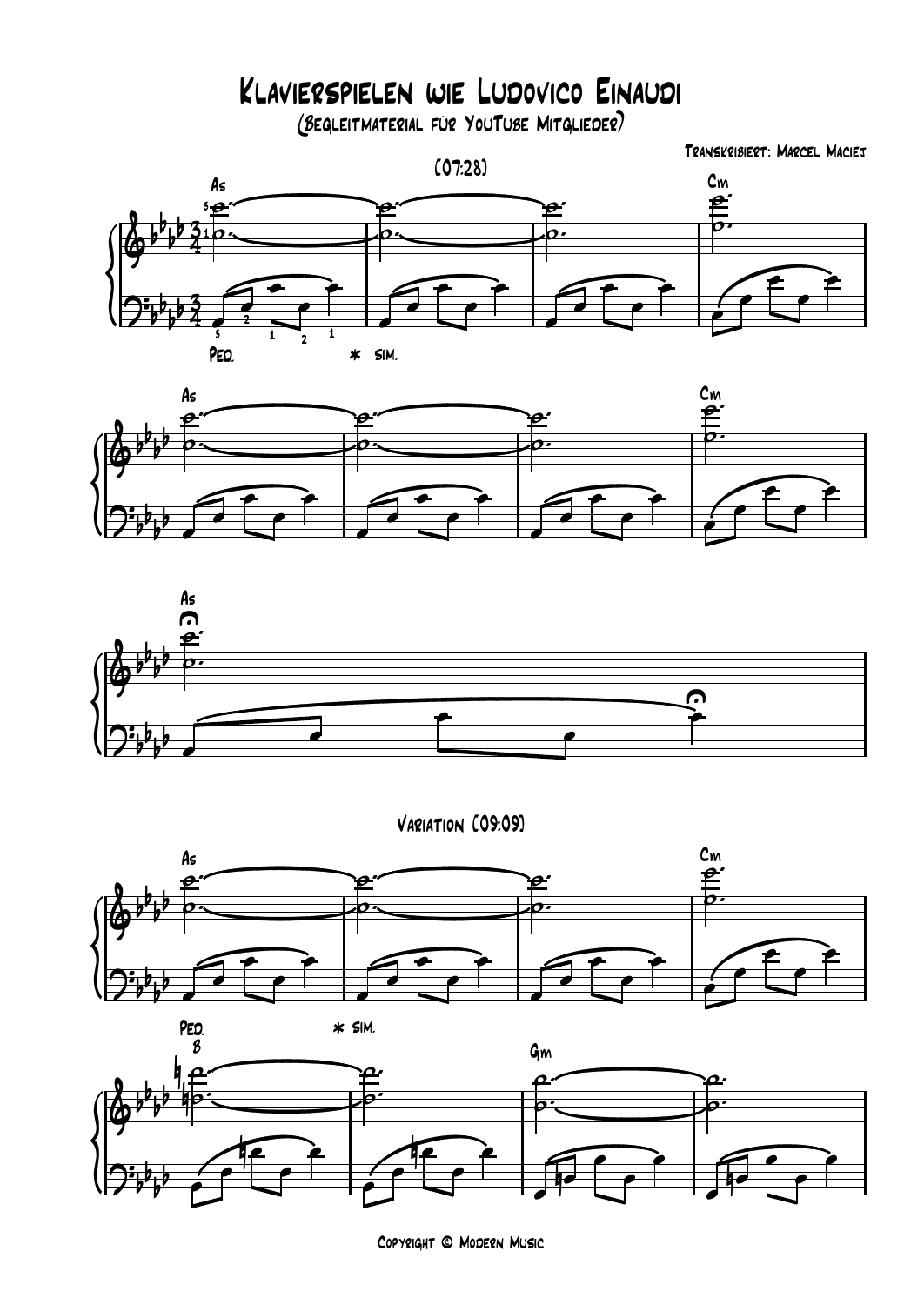# Klavierspielen wie Ludovico Einaudi

(Begleitmaterial für YouTube Mitglieder)

Transkribiert: Marcel Maciej

[07:28]

As — Cm

Ped. * sim.

As — Cm

As

Variation [09:09]

As — Cm

Ped. * sim.

Gm

Copyright © Modern Music